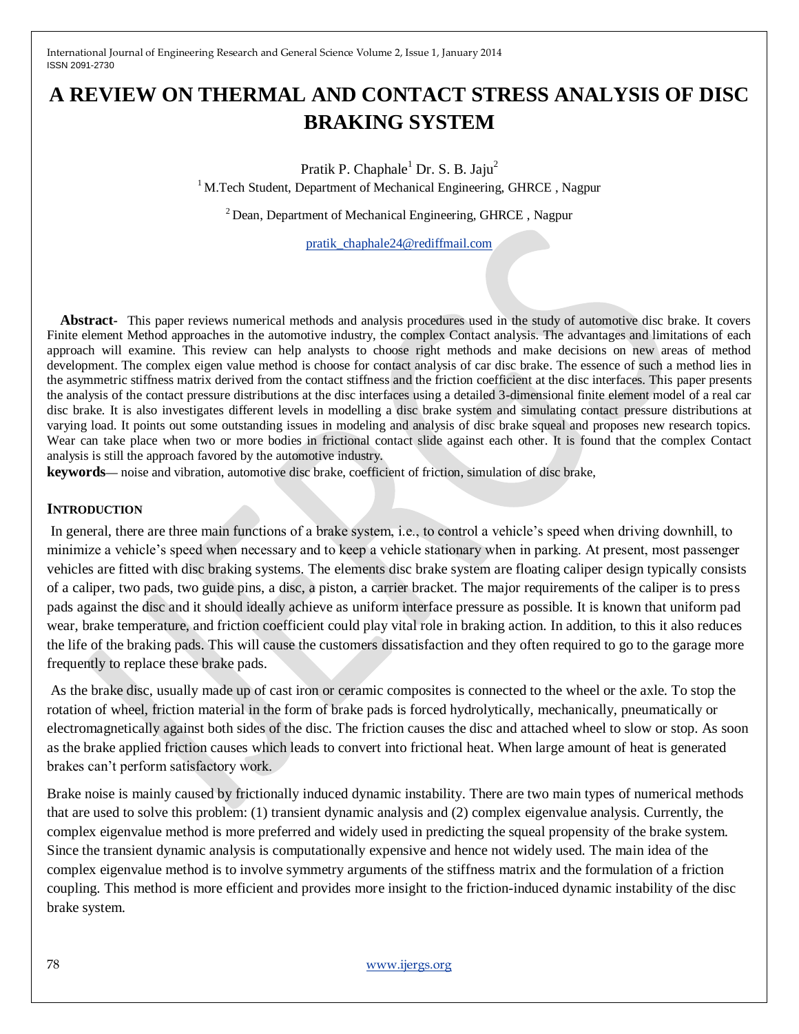# A REVIEW ON THERMAL AND CONTACT STRESS ANALYSIS OF DISC BRAKING SYSTEM

Pratik P. Chaphale[1] Dr. S. B. Jaju[2]

[1] M.Tech Student, Department of Mechanical Engineering, GHRCE , Nagpur

[2] Dean, Department of Mechanical Engineering, GHRCE , Nagpur

pratik_chaphale24@rediffmail.com

**Abstract**- This paper reviews numerical methods and analysis procedures used in the study of automotive disc brake. It covers Finite element Method approaches in the automotive industry, the complex Contact analysis. The advantages and limitations of each approach will examine. This review can help analysts to choose right methods and make decisions on new areas of method development. The complex eigen value method is choose for contact analysis of car disc brake. The essence of such a method lies in the asymmetric stiffness matrix derived from the contact stiffness and the friction coefficient at the disc interfaces. This paper presents the analysis of the contact pressure distributions at the disc interfaces using a detailed 3-dimensional finite element model of a real car disc brake. It is also investigates different levels in modelling a disc brake system and simulating contact pressure distributions at varying load. It points out some outstanding issues in modeling and analysis of disc brake squeal and proposes new research topics. Wear can take place when two or more bodies in frictional contact slide against each other. It is found that the complex Contact analysis is still the approach favored by the automotive industry.

**keywords**— noise and vibration, automotive disc brake, coefficient of friction, simulation of disc brake,

## INTRODUCTION

In general, there are three main functions of a brake system, i.e., to control a vehicle's speed when driving downhill, to minimize a vehicle's speed when necessary and to keep a vehicle stationary when in parking. At present, most passenger vehicles are fitted with disc braking systems. The elements disc brake system are floating caliper design typically consists of a caliper, two pads, two guide pins, a disc, a piston, a carrier bracket. The major requirements of the caliper is to press pads against the disc and it should ideally achieve as uniform interface pressure as possible. It is known that uniform pad wear, brake temperature, and friction coefficient could play vital role in braking action. In addition, to this it also reduces the life of the braking pads. This will cause the customers dissatisfaction and they often required to go to the garage more frequently to replace these brake pads.

As the brake disc, usually made up of cast iron or ceramic composites is connected to the wheel or the axle. To stop the rotation of wheel, friction material in the form of brake pads is forced hydrolytically, mechanically, pneumatically or electromagnetically against both sides of the disc. The friction causes the disc and attached wheel to slow or stop. As soon as the brake applied friction causes which leads to convert into frictional heat. When large amount of heat is generated brakes can't perform satisfactory work.

Brake noise is mainly caused by frictionally induced dynamic instability. There are two main types of numerical methods that are used to solve this problem: (1) transient dynamic analysis and (2) complex eigenvalue analysis. Currently, the complex eigenvalue method is more preferred and widely used in predicting the squeal propensity of the brake system. Since the transient dynamic analysis is computationally expensive and hence not widely used. The main idea of the complex eigenvalue method is to involve symmetry arguments of the stiffness matrix and the formulation of a friction coupling. This method is more efficient and provides more insight to the friction-induced dynamic instability of the disc brake system.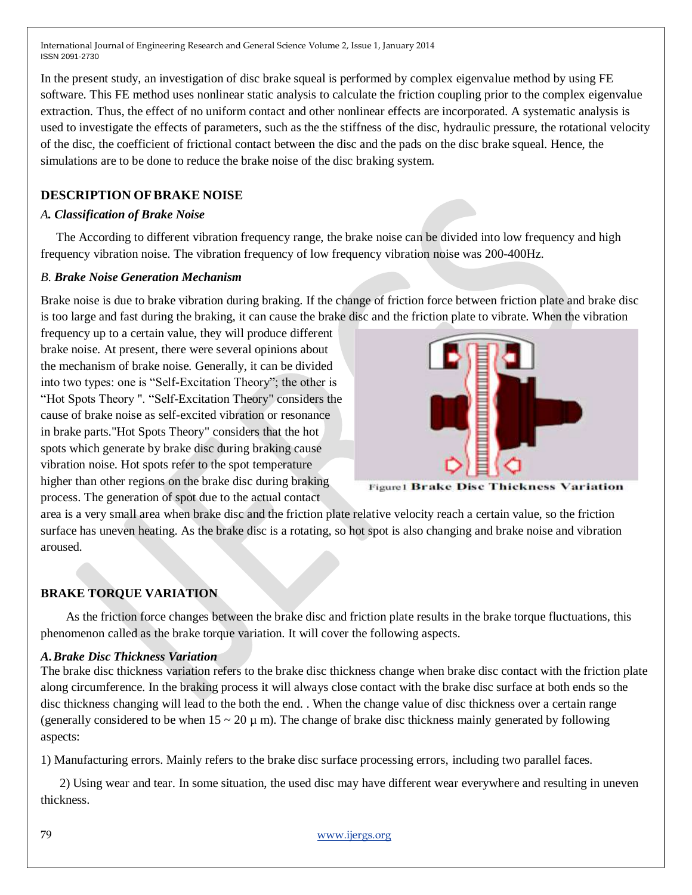In the present study, an investigation of disc brake squeal is performed by complex eigenvalue method by using FE software. This FE method uses nonlinear static analysis to calculate the friction coupling prior to the complex eigenvalue extraction. Thus, the effect of no uniform contact and other nonlinear effects are incorporated. A systematic analysis is used to investigate the effects of parameters, such as the the stiffness of the disc, hydraulic pressure, the rotational velocity of the disc, the coefficient of frictional contact between the disc and the pads on the disc brake squeal. Hence, the simulations are to be done to reduce the brake noise of the disc braking system.

## DESCRIPTION OF BRAKE NOISE

### *A. Classification of Brake Noise*

The According to different vibration frequency range, the brake noise can be divided into low frequency and high frequency vibration noise. The vibration frequency of low frequency vibration noise was 200-400Hz.

### *B. Brake Noise Generation Mechanism*

Brake noise is due to brake vibration during braking. If the change of friction force between friction plate and brake disc is too large and fast during the braking, it can cause the brake disc and the friction plate to vibrate. When the vibration frequency up to a certain value, they will produce different brake noise. At present, there were several opinions about the mechanism of brake noise. Generally, it can be divided into two types: one is "Self-Excitation Theory"; the other is "Hot Spots Theory ". "Self-Excitation Theory" considers the cause of brake noise as self-excited vibration or resonance in brake parts."Hot Spots Theory" considers that the hot spots which generate by brake disc during braking cause vibration noise. Hot spots refer to the spot temperature higher than other regions on the brake disc during braking process. The generation of spot due to the actual contact area is a very small area when brake disc and the friction plate relative velocity reach a certain value, so the friction surface has uneven heating. As the brake disc is a rotating, so hot spot is also changing and brake noise and vibration aroused.

Figure1 Brake Disc Thickness Variation

## BRAKE TORQUE VARIATION

As the friction force changes between the brake disc and friction plate results in the brake torque fluctuations, this phenomenon called as the brake torque variation. It will cover the following aspects.

### *A. Brake Disc Thickness Variation*

The brake disc thickness variation refers to the brake disc thickness change when brake disc contact with the friction plate along circumference. In the braking process it will always close contact with the brake disc surface at both ends so the disc thickness changing will lead to the both the end. . When the change value of disc thickness over a certain range (generally considered to be when 15 ~ 20 μ m). The change of brake disc thickness mainly generated by following aspects:

1) Manufacturing errors. Mainly refers to the brake disc surface processing errors, including two parallel faces.

2) Using wear and tear. In some situation, the used disc may have different wear everywhere and resulting in uneven thickness.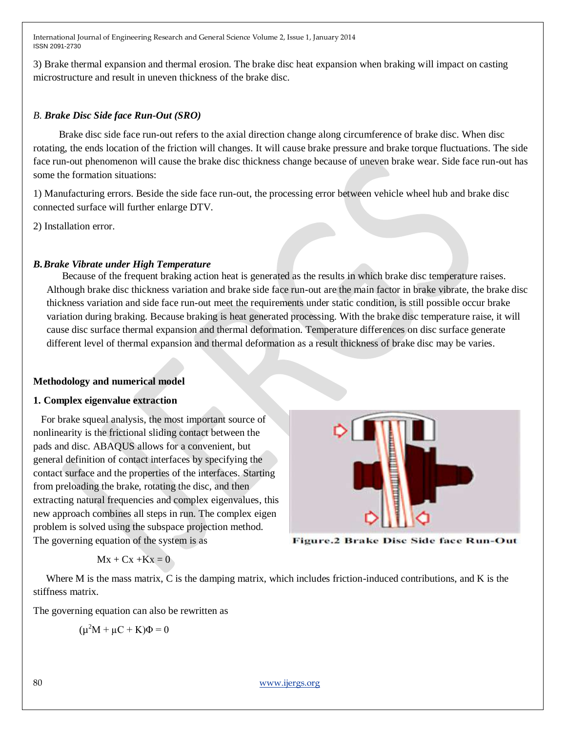3) Brake thermal expansion and thermal erosion. The brake disc heat expansion when braking will impact on casting microstructure and result in uneven thickness of the brake disc.

### *B. Brake Disc Side face Run-Out (SRO)*

Brake disc side face run-out refers to the axial direction change along circumference of brake disc. When disc rotating, the ends location of the friction will changes. It will cause brake pressure and brake torque fluctuations. The side face run-out phenomenon will cause the brake disc thickness change because of uneven brake wear. Side face run-out has some the formation situations:

1) Manufacturing errors. Beside the side face run-out, the processing error between vehicle wheel hub and brake disc connected surface will further enlarge DTV.

2) Installation error.

### *B. Brake Vibrate under High Temperature*

Because of the frequent braking action heat is generated as the results in which brake disc temperature raises. Although brake disc thickness variation and brake side face run-out are the main factor in brake vibrate, the brake disc thickness variation and side face run-out meet the requirements under static condition, is still possible occur brake variation during braking. Because braking is heat generated processing. With the brake disc temperature raise, it will cause disc surface thermal expansion and thermal deformation. Temperature differences on disc surface generate different level of thermal expansion and thermal deformation as a result thickness of brake disc may be varies.

## Methodology and numerical model

### 1. Complex eigenvalue extraction

For brake squeal analysis, the most important source of nonlinearity is the frictional sliding contact between the pads and disc. ABAQUS allows for a convenient, but general definition of contact interfaces by specifying the contact surface and the properties of the interfaces. Starting from preloading the brake, rotating the disc, and then extracting natural frequencies and complex eigenvalues, this new approach combines all steps in run. The complex eigen problem is solved using the subspace projection method. The governing equation of the system is as

Figure.2 Brake Disc Side face Run-Out

$$Mx + Cx + Kx = 0$$

Where M is the mass matrix, C is the damping matrix, which includes friction-induced contributions, and K is the stiffness matrix.

The governing equation can also be rewritten as

$$(\mu^2 M + \mu C + K)\Phi = 0$$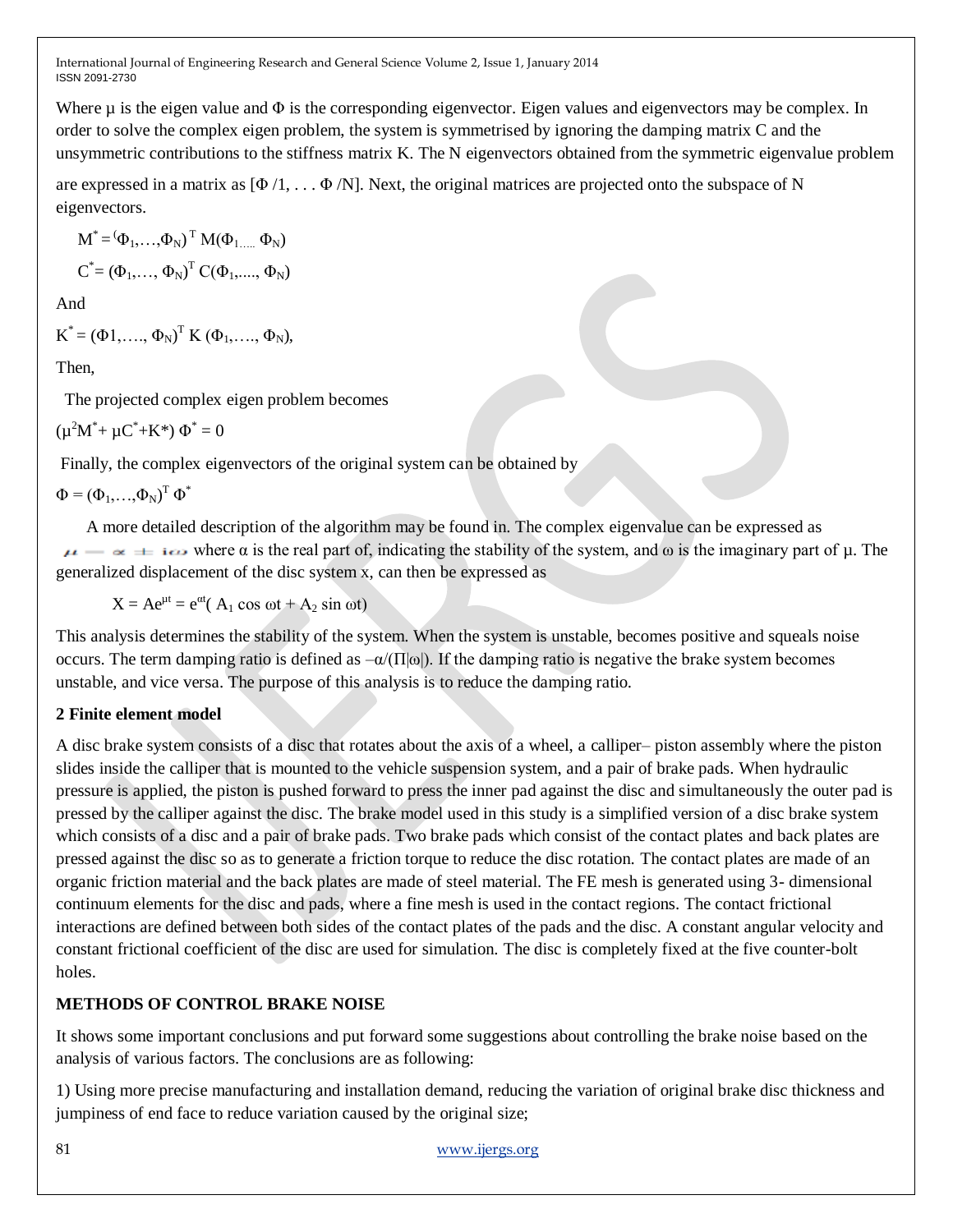Where μ is the eigen value and Φ is the corresponding eigenvector. Eigen values and eigenvectors may be complex. In order to solve the complex eigen problem, the system is symmetrised by ignoring the damping matrix C and the unsymmetric contributions to the stiffness matrix K. The N eigenvectors obtained from the symmetric eigenvalue problem are expressed in a matrix as [Φ /1, . . . Φ /N]. Next, the original matrices are projected onto the subspace of N eigenvectors.

$$M^* = (\Phi_1,\ldots,\Phi_N)^T M(\Phi_{1\ldots\ldots} \Phi_N)$$

$$C^* = (\Phi_1,\ldots, \Phi_N)^T C(\Phi_1,\ldots, \Phi_N)$$

And

$$K^* = (\Phi 1,\ldots, \Phi_N)^T K (\Phi_1,\ldots, \Phi_N),$$

Then,

The projected complex eigen problem becomes

$$(\mu^2 M^* + \mu C^* + K^*)\, \Phi^* = 0$$

Finally, the complex eigenvectors of the original system can be obtained by

$$\Phi = (\Phi_1,\ldots,\Phi_N)^T \Phi^*$$

A more detailed description of the algorithm may be found in. The complex eigenvalue can be expressed as $\mu = \alpha \pm i\omega$ where α is the real part of, indicating the stability of the system, and ω is the imaginary part of μ. The generalized displacement of the disc system x, can then be expressed as

$$X = Ae^{\mu t} = e^{\alpha t}( A_1 \cos \omega t + A_2 \sin \omega t)$$

This analysis determines the stability of the system. When the system is unstable, becomes positive and squeals noise occurs. The term damping ratio is defined as $-\alpha/(\Pi|\omega|)$. If the damping ratio is negative the brake system becomes unstable, and vice versa. The purpose of this analysis is to reduce the damping ratio.

## 2 Finite element model

A disc brake system consists of a disc that rotates about the axis of a wheel, a calliper– piston assembly where the piston slides inside the calliper that is mounted to the vehicle suspension system, and a pair of brake pads. When hydraulic pressure is applied, the piston is pushed forward to press the inner pad against the disc and simultaneously the outer pad is pressed by the calliper against the disc. The brake model used in this study is a simplified version of a disc brake system which consists of a disc and a pair of brake pads. Two brake pads which consist of the contact plates and back plates are pressed against the disc so as to generate a friction torque to reduce the disc rotation. The contact plates are made of an organic friction material and the back plates are made of steel material. The FE mesh is generated using 3- dimensional continuum elements for the disc and pads, where a fine mesh is used in the contact regions. The contact frictional interactions are defined between both sides of the contact plates of the pads and the disc. A constant angular velocity and constant frictional coefficient of the disc are used for simulation. The disc is completely fixed at the five counter-bolt holes.

## METHODS OF CONTROL BRAKE NOISE

It shows some important conclusions and put forward some suggestions about controlling the brake noise based on the analysis of various factors. The conclusions are as following:

1) Using more precise manufacturing and installation demand, reducing the variation of original brake disc thickness and jumpiness of end face to reduce variation caused by the original size;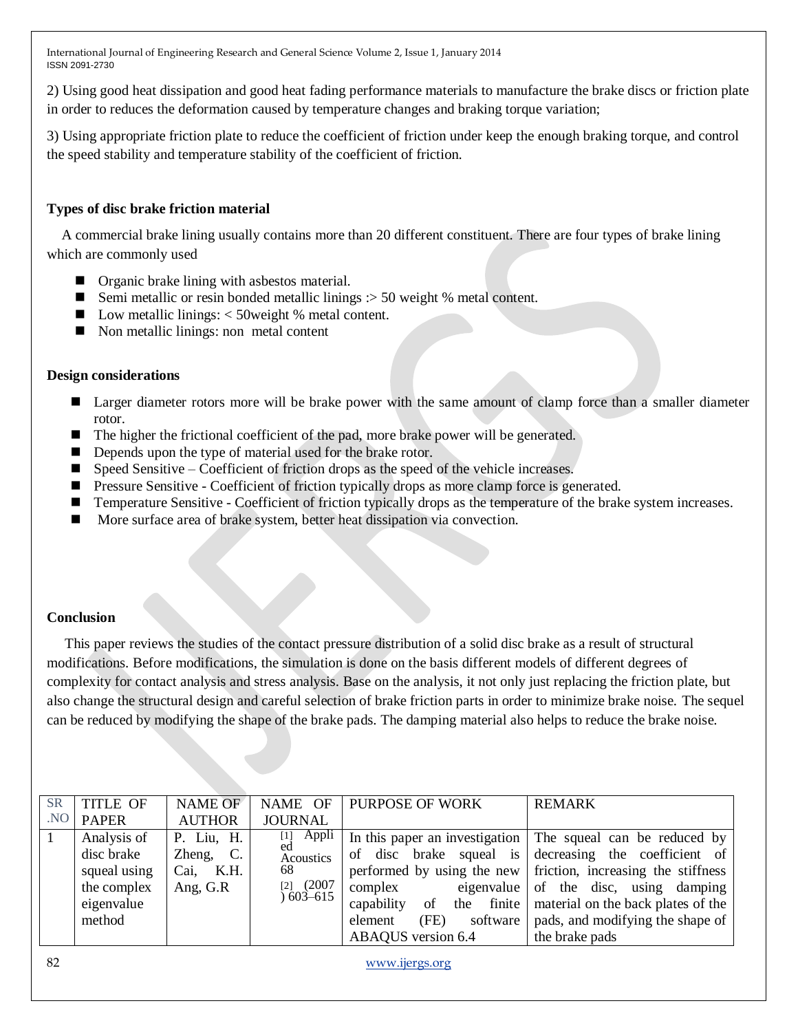2) Using good heat dissipation and good heat fading performance materials to manufacture the brake discs or friction plate in order to reduces the deformation caused by temperature changes and braking torque variation;

3) Using appropriate friction plate to reduce the coefficient of friction under keep the enough braking torque, and control the speed stability and temperature stability of the coefficient of friction.

### Types of disc brake friction material

A commercial brake lining usually contains more than 20 different constituent. There are four types of brake lining which are commonly used

- Organic brake lining with asbestos material.
- Semi metallic or resin bonded metallic linings :> 50 weight % metal content.
- Low metallic linings: < 50weight % metal content.
- Non metallic linings: non metal content

### Design considerations

- Larger diameter rotors more will be brake power with the same amount of clamp force than a smaller diameter rotor.
- The higher the frictional coefficient of the pad, more brake power will be generated.
- Depends upon the type of material used for the brake rotor.
- Speed Sensitive – Coefficient of friction drops as the speed of the vehicle increases.
- Pressure Sensitive - Coefficient of friction typically drops as more clamp force is generated.
- Temperature Sensitive - Coefficient of friction typically drops as the temperature of the brake system increases.
- More surface area of brake system, better heat dissipation via convection.

### Conclusion

This paper reviews the studies of the contact pressure distribution of a solid disc brake as a result of structural modifications. Before modifications, the simulation is done on the basis different models of different degrees of complexity for contact analysis and stress analysis. Base on the analysis, it not only just replacing the friction plate, but also change the structural design and careful selection of brake friction parts in order to minimize brake noise. The sequel can be reduced by modifying the shape of the brake pads. The damping material also helps to reduce the brake noise.

| SR .NO | TITLE OF PAPER | NAME OF AUTHOR | NAME OF JOURNAL | PURPOSE OF WORK | REMARK |
|---|---|---|---|---|---|
| 1 | Analysis of disc brake squeal using the complex eigenvalue method | P. Liu, H. Zheng, C. Cai, K.H. Ang, G.R | [1] Applied Acoustics 68 [2] (2007) 603–615 | In this paper an investigation of disc brake squeal is performed by using the new complex eigenvalue capability of the finite element (FE) software ABAQUS version 6.4 | The squeal can be reduced by decreasing the coefficient of friction, increasing the stiffness of the disc, using damping material on the back plates of the pads, and modifying the shape of the brake pads |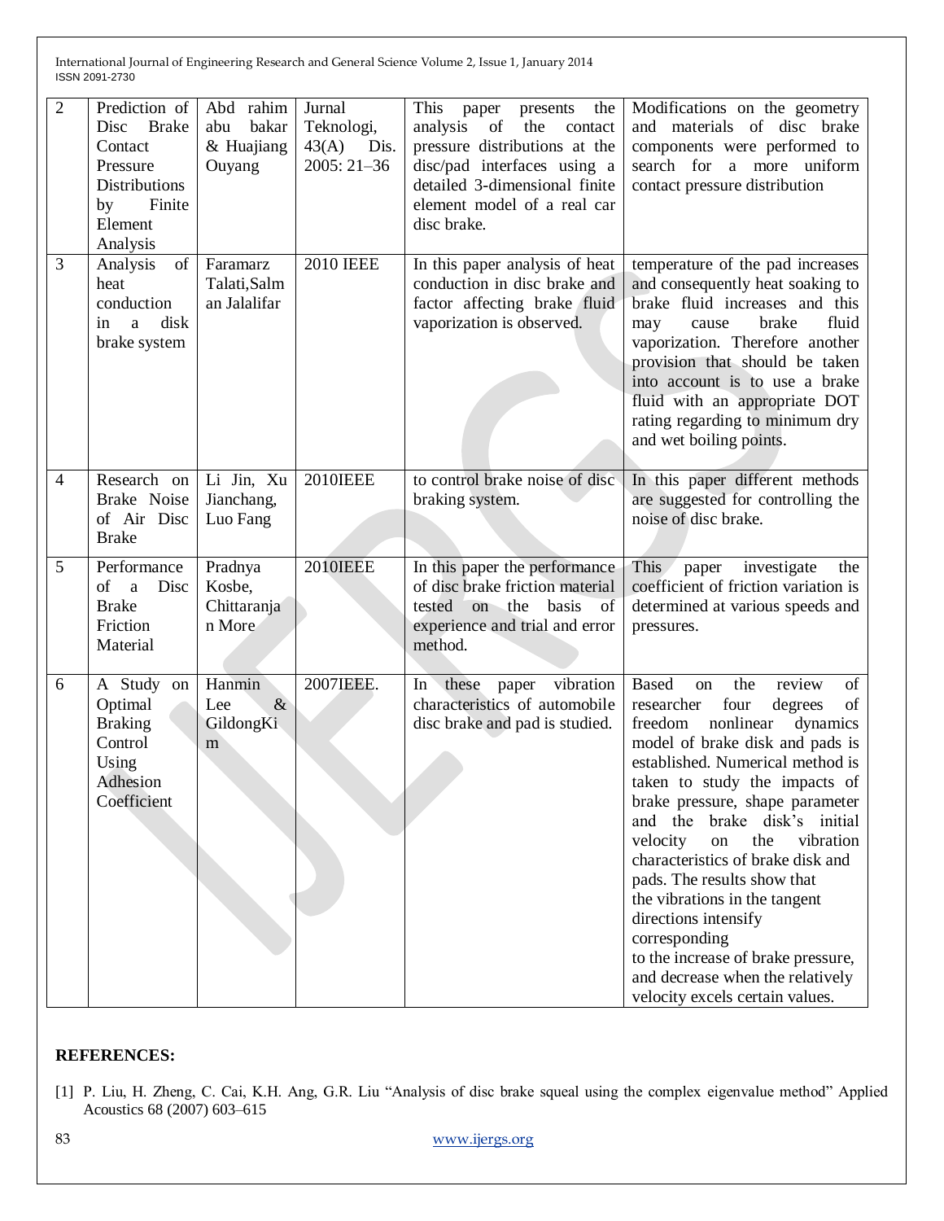| 2 | Prediction of Disc Brake Contact Pressure Distributions by Finite Element Analysis | Abd rahim abu bakar & Huajiang Ouyang | Jurnal Teknologi, 43(A) Dis. 2005: 21–36 | This paper presents the analysis of the contact pressure distributions at the disc/pad interfaces using a detailed 3-dimensional finite element model of a real car disc brake. | Modifications on the geometry and materials of disc brake components were performed to search for a more uniform contact pressure distribution |
|---|---|---|---|---|---|
| 3 | Analysis of heat conduction in a disk brake system | Faramarz Talati,Salman Jalalifar | 2010 IEEE | In this paper analysis of heat conduction in disc brake and factor affecting brake fluid vaporization is observed. | temperature of the pad increases and consequently heat soaking to brake fluid increases and this may cause brake fluid vaporization. Therefore another provision that should be taken into account is to use a brake fluid with an appropriate DOT rating regarding to minimum dry and wet boiling points. |
| 4 | Research on Brake Noise of Air Disc Brake | Li Jin, Xu Jianchang, Luo Fang | 2010IEEE | to control brake noise of disc braking system. | In this paper different methods are suggested for controlling the noise of disc brake. |
| 5 | Performance of a Disc Brake Friction Material | Pradnya Kosbe, Chittaranjan More | 2010IEEE | In this paper the performance of disc brake friction material tested on the basis of experience and trial and error method. | This paper investigate the coefficient of friction variation is determined at various speeds and pressures. |
| 6 | A Study on Optimal Braking Control Using Adhesion Coefficient | Hanmin Lee & GildongKim | 2007IEEE. | In these paper vibration characteristics of automobile disc brake and pad is studied. | Based on the review of researcher four degrees of freedom nonlinear dynamics model of brake disk and pads is established. Numerical method is taken to study the impacts of brake pressure, shape parameter and the brake disk's initial velocity on the vibration characteristics of brake disk and pads. The results show that the vibrations in the tangent directions intensify corresponding to the increase of brake pressure, and decrease when the relatively velocity excels certain values. |

**REFERENCES:**

[1] P. Liu, H. Zheng, C. Cai, K.H. Ang, G.R. Liu "Analysis of disc brake squeal using the complex eigenvalue method" Applied Acoustics 68 (2007) 603–615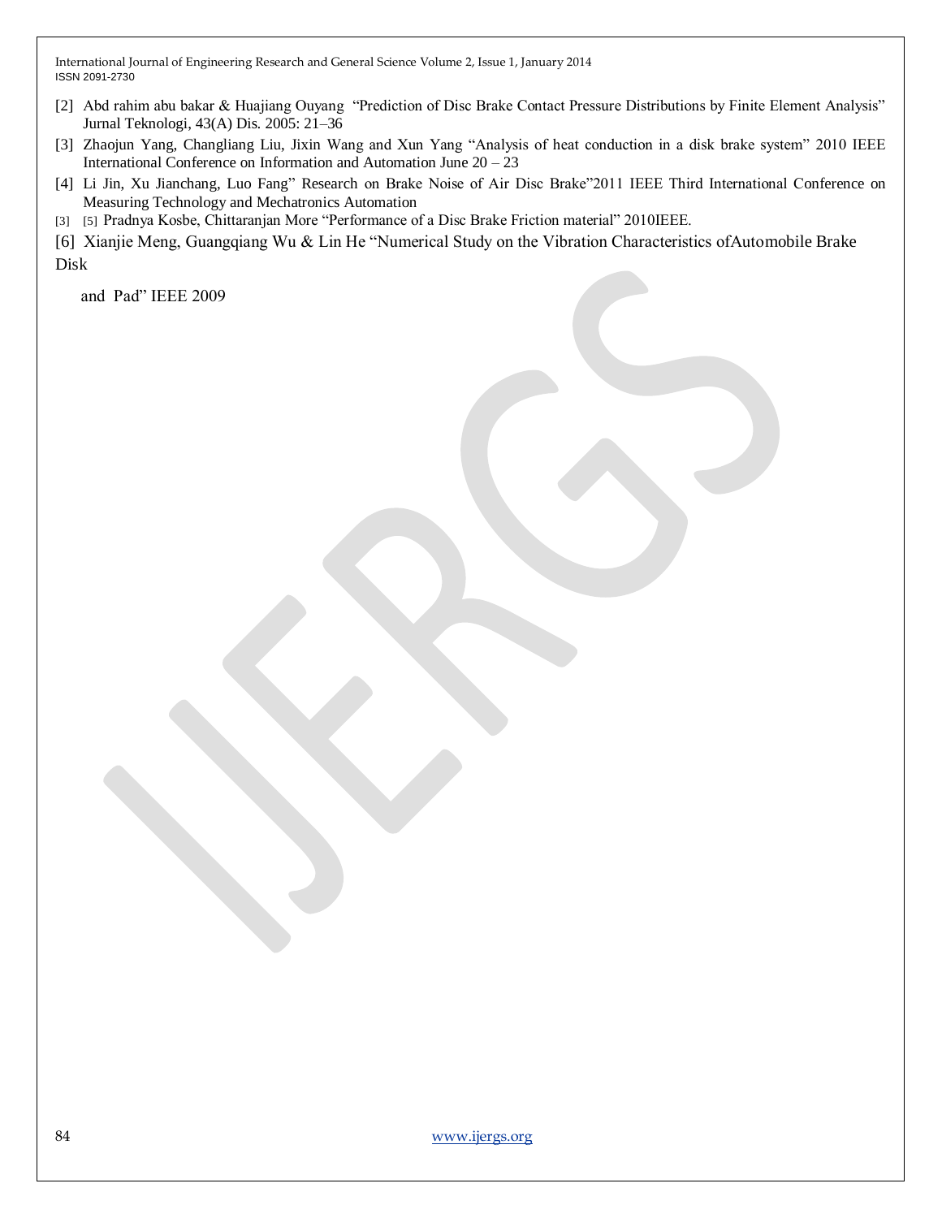[2] Abd rahim abu bakar & Huajiang Ouyang "Prediction of Disc Brake Contact Pressure Distributions by Finite Element Analysis" Jurnal Teknologi, 43(A) Dis. 2005: 21–36

[3] Zhaojun Yang, Changliang Liu, Jixin Wang and Xun Yang "Analysis of heat conduction in a disk brake system" 2010 IEEE International Conference on Information and Automation June 20 – 23

[4] Li Jin, Xu Jianchang, Luo Fang" Research on Brake Noise of Air Disc Brake"2011 IEEE Third International Conference on Measuring Technology and Mechatronics Automation

[3] [5] Pradnya Kosbe, Chittaranjan More "Performance of a Disc Brake Friction material" 2010IEEE.

[6] Xianjie Meng, Guangqiang Wu & Lin He "Numerical Study on the Vibration Characteristics ofAutomobile Brake Disk

and Pad" IEEE 2009